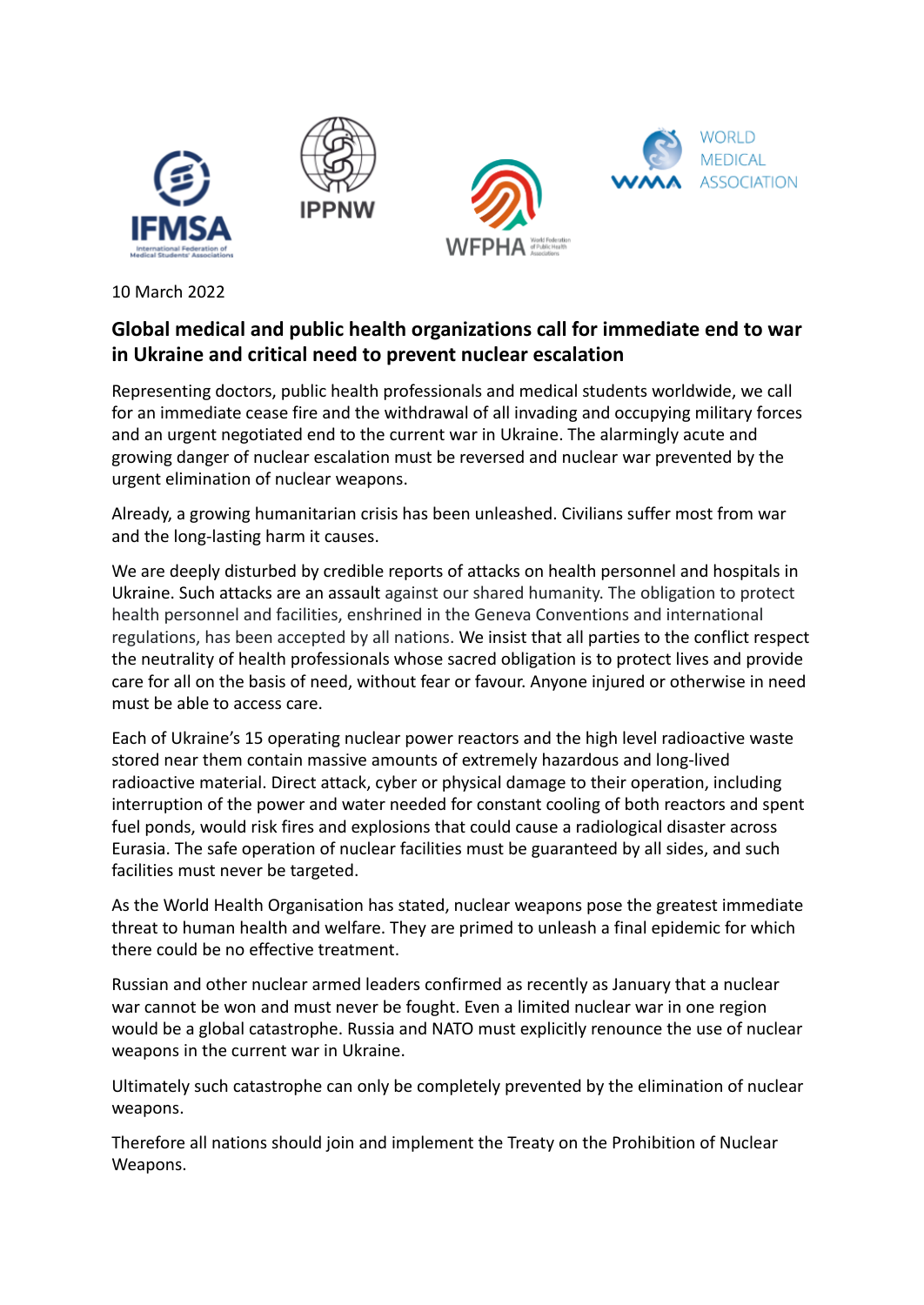10 March 2022

## Global medical and public health organizations call for immediate end to war in Ukraine and critical need to prevent nuclear escalation

Representing doctors, public health professionals and medical students worldwide, we call for an immediate cease fire and the withdrawal of all invading and occupying military forces and an urgent negotiated end to the current war in Ukraine. The alarmingly acute and growing danger of nuclear escalation must be reversed and nuclear war prevented by the urgent elimination of nuclear weapons.

Already, a growing humanitarian crisis has been unleashed. Civilians suffer most from war and the long-lasting harm it causes.

We are deeply disturbed by credible reports of attacks on health personnel and hospitals in Ukraine. Such attacks are an assault against our shared humanity. The obligation to protect health personnel and facilities, enshrined in the Geneva Conventions and international regulations, has been accepted by all nations. We insist that all parties to the conflict respect the neutrality of health professionals whose sacred obligation is to protect lives and provide care for all on the basis of need, without fear or favour. Anyone injured or otherwise in need must be able to access care.

Each of Ukraine's 15 operating nuclear power reactors and the high level radioactive waste stored near them contain massive amounts of extremely hazardous and long-lived radioactive material. Direct attack, cyber or physical damage to their operation, including interruption of the power and water needed for constant cooling of both reactors and spent fuel ponds, would risk fires and explosions that could cause a radiological disaster across Eurasia. The safe operation of nuclear facilities must be guaranteed by all sides, and such facilities must never be targeted.

As the World Health Organisation has stated, nuclear weapons pose the greatest immediate threat to human health and welfare. They are primed to unleash a final epidemic for which there could be no effective treatment.

Russian and other nuclear armed leaders confirmed as recently as January that a nuclear war cannot be won and must never be fought. Even a limited nuclear war in one region would be a global catastrophe. Russia and NATO must explicitly renounce the use of nuclear weapons in the current war in Ukraine.

Ultimately such catastrophe can only be completely prevented by the elimination of nuclear weapons.

Therefore all nations should join and implement the Treaty on the Prohibition of Nuclear Weapons.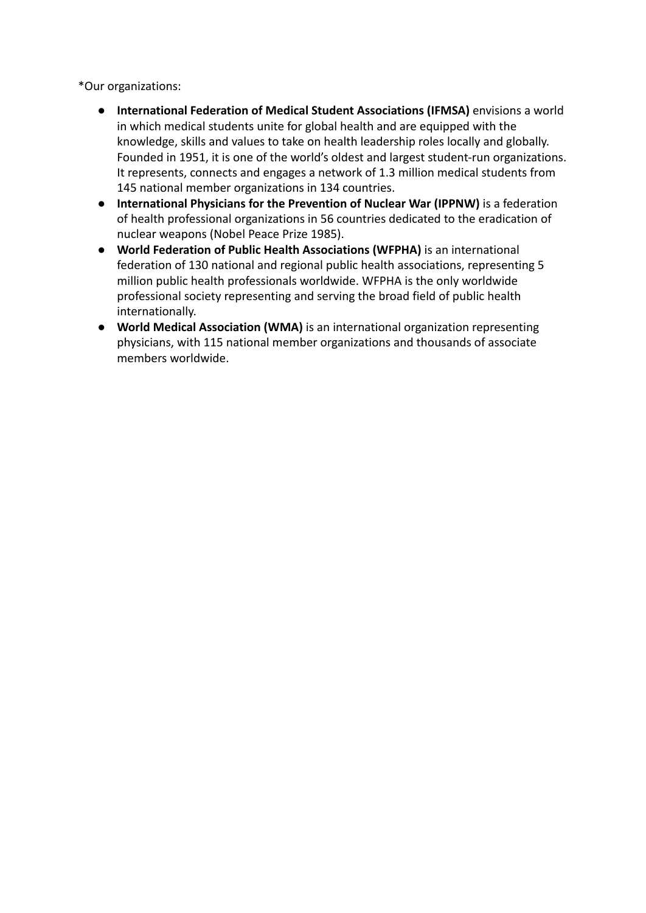*Our organizations:

- **International Federation of Medical Student Associations (IFMSA)** envisions a world in which medical students unite for global health and are equipped with the knowledge, skills and values to take on health leadership roles locally and globally. Founded in 1951, it is one of the world's oldest and largest student-run organizations. It represents, connects and engages a network of 1.3 million medical students from 145 national member organizations in 134 countries.
- **International Physicians for the Prevention of Nuclear War (IPPNW)** is a federation of health professional organizations in 56 countries dedicated to the eradication of nuclear weapons (Nobel Peace Prize 1985).
- **World Federation of Public Health Associations (WFPHA)** is an international federation of 130 national and regional public health associations, representing 5 million public health professionals worldwide. WFPHA is the only worldwide professional society representing and serving the broad field of public health internationally.
- **World Medical Association (WMA)** is an international organization representing physicians, with 115 national member organizations and thousands of associate members worldwide.